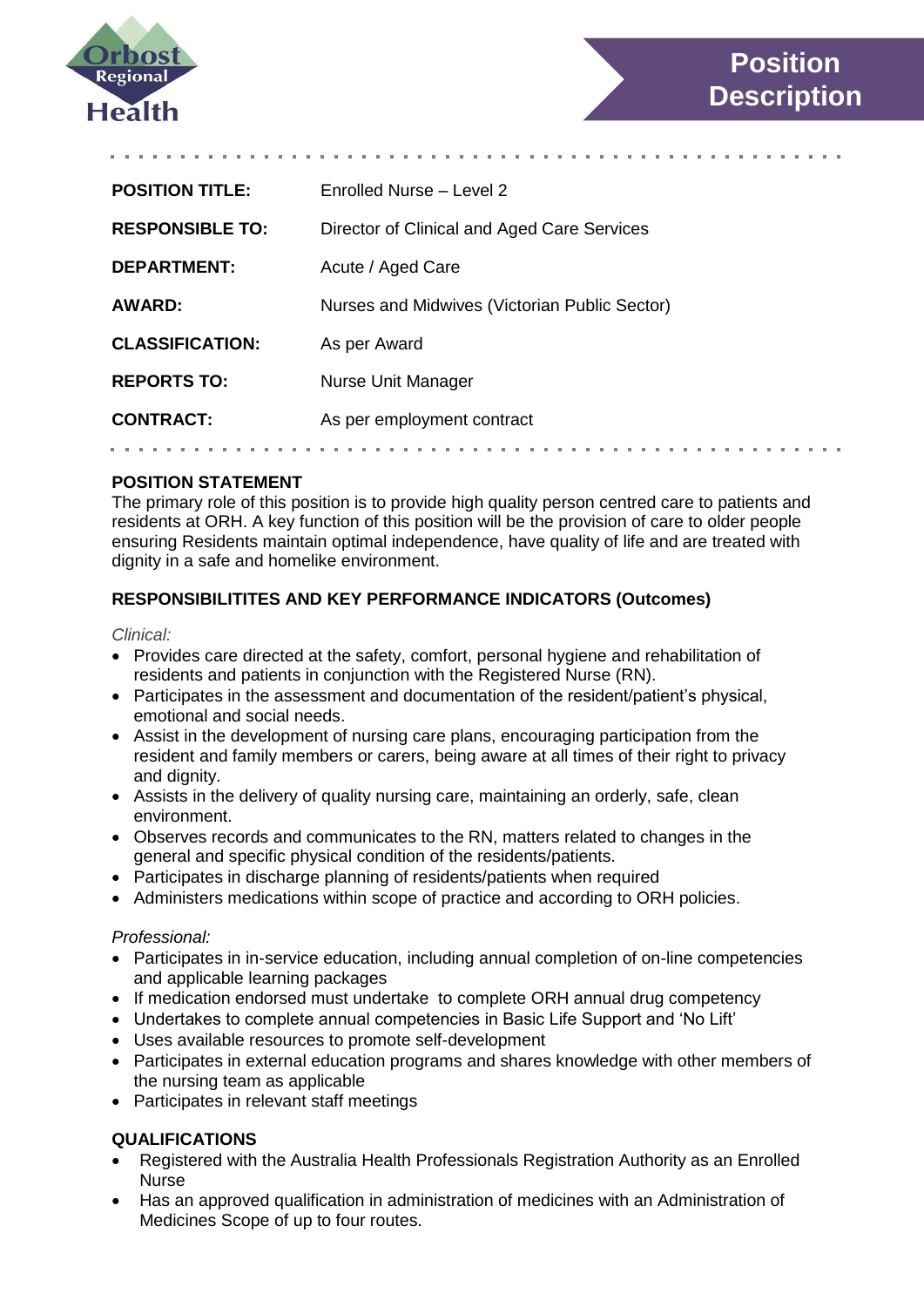Orbost Regional Health

# Position Description

| | |
|---|---|
| **POSITION TITLE:** | Enrolled Nurse – Level 2 |
| **RESPONSIBLE TO:** | Director of Clinical and Aged Care Services |
| **DEPARTMENT:** | Acute / Aged Care |
| **AWARD:** | Nurses and Midwives (Victorian Public Sector) |
| **CLASSIFICATION:** | As per Award |
| **REPORTS TO:** | Nurse Unit Manager |
| **CONTRACT:** | As per employment contract |

## POSITION STATEMENT

The primary role of this position is to provide high quality person centred care to patients and residents at ORH. A key function of this position will be the provision of care to older people ensuring Residents maintain optimal independence, have quality of life and are treated with dignity in a safe and homelike environment.

## RESPONSIBILITITES AND KEY PERFORMANCE INDICATORS (Outcomes)

*Clinical:*

- Provides care directed at the safety, comfort, personal hygiene and rehabilitation of residents and patients in conjunction with the Registered Nurse (RN).
- Participates in the assessment and documentation of the resident/patient's physical, emotional and social needs.
- Assist in the development of nursing care plans, encouraging participation from the resident and family members or carers, being aware at all times of their right to privacy and dignity.
- Assists in the delivery of quality nursing care, maintaining an orderly, safe, clean environment.
- Observes records and communicates to the RN, matters related to changes in the general and specific physical condition of the residents/patients.
- Participates in discharge planning of residents/patients when required
- Administers medications within scope of practice and according to ORH policies.

*Professional:*

- Participates in in-service education, including annual completion of on-line competencies and applicable learning packages
- If medication endorsed must undertake to complete ORH annual drug competency
- Undertakes to complete annual competencies in Basic Life Support and 'No Lift'
- Uses available resources to promote self-development
- Participates in external education programs and shares knowledge with other members of the nursing team as applicable
- Participates in relevant staff meetings

## QUALIFICATIONS

- Registered with the Australia Health Professionals Registration Authority as an Enrolled Nurse
- Has an approved qualification in administration of medicines with an Administration of Medicines Scope of up to four routes.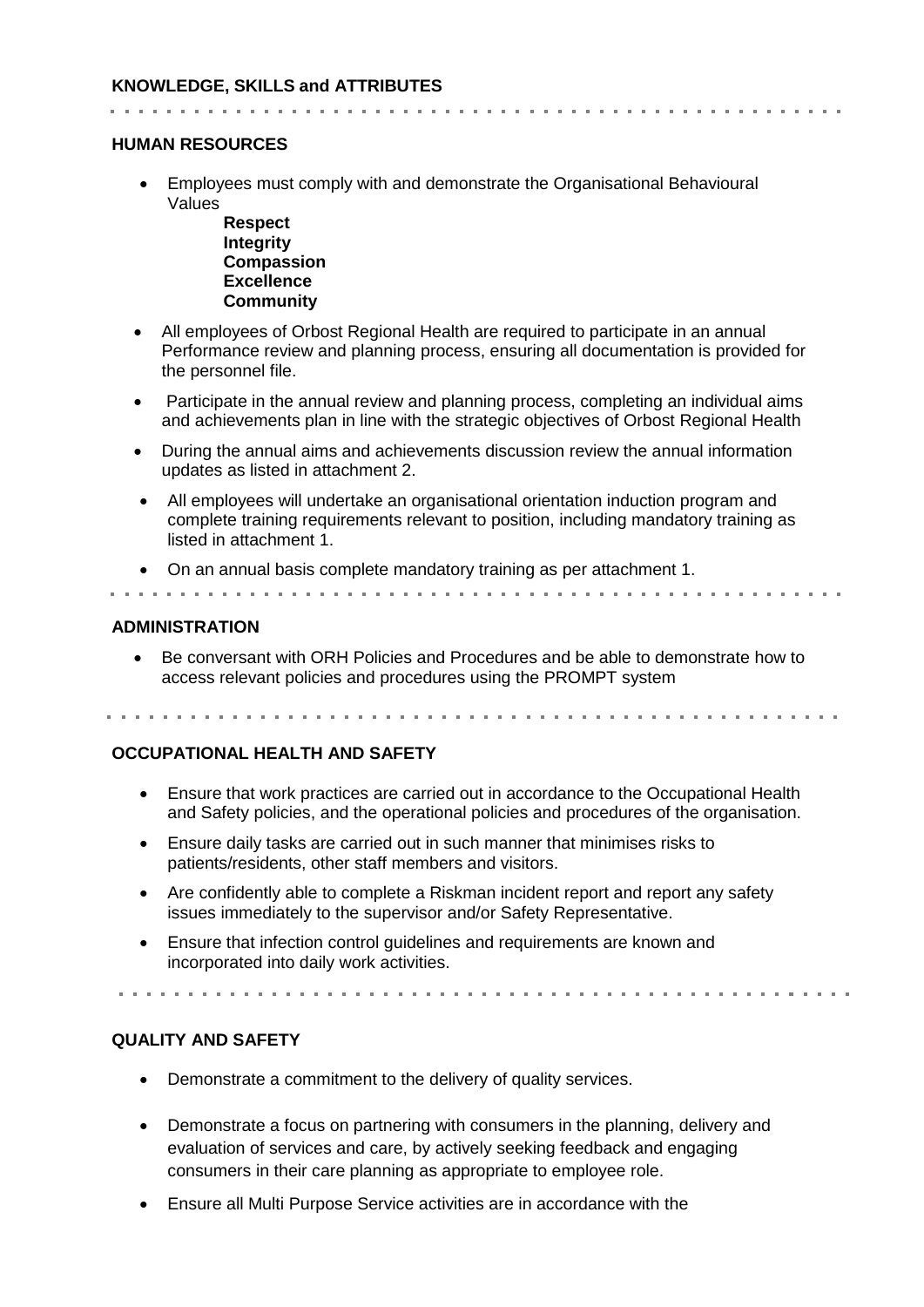## KNOWLEDGE, SKILLS and ATTRIBUTES

### HUMAN RESOURCES

- Employees must comply with and demonstrate the Organisational Behavioural Values
  - **Respect**
  - **Integrity**
  - **Compassion**
  - **Excellence**
  - **Community**
- All employees of Orbost Regional Health are required to participate in an annual Performance review and planning process, ensuring all documentation is provided for the personnel file.
- Participate in the annual review and planning process, completing an individual aims and achievements plan in line with the strategic objectives of Orbost Regional Health
- During the annual aims and achievements discussion review the annual information updates as listed in attachment 2.
- All employees will undertake an organisational orientation induction program and complete training requirements relevant to position, including mandatory training as listed in attachment 1.
- On an annual basis complete mandatory training as per attachment 1.

### ADMINISTRATION

- Be conversant with ORH Policies and Procedures and be able to demonstrate how to access relevant policies and procedures using the PROMPT system

### OCCUPATIONAL HEALTH AND SAFETY

- Ensure that work practices are carried out in accordance to the Occupational Health and Safety policies, and the operational policies and procedures of the organisation.
- Ensure daily tasks are carried out in such manner that minimises risks to patients/residents, other staff members and visitors.
- Are confidently able to complete a Riskman incident report and report any safety issues immediately to the supervisor and/or Safety Representative.
- Ensure that infection control guidelines and requirements are known and incorporated into daily work activities.

### QUALITY AND SAFETY

- Demonstrate a commitment to the delivery of quality services.
- Demonstrate a focus on partnering with consumers in the planning, delivery and evaluation of services and care, by actively seeking feedback and engaging consumers in their care planning as appropriate to employee role.
- Ensure all Multi Purpose Service activities are in accordance with the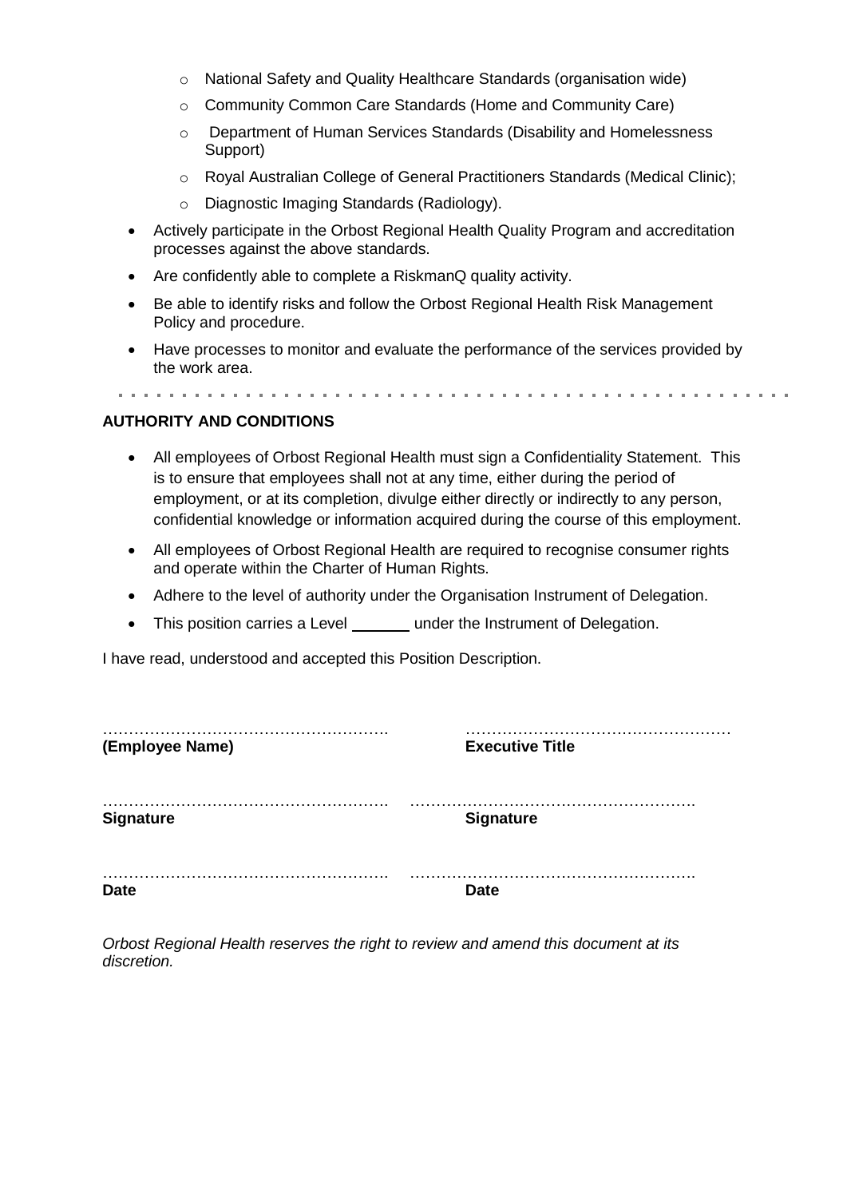- National Safety and Quality Healthcare Standards (organisation wide)
  - Community Common Care Standards (Home and Community Care)
  - Department of Human Services Standards (Disability and Homelessness Support)
  - Royal Australian College of General Practitioners Standards (Medical Clinic);
  - Diagnostic Imaging Standards (Radiology).
- Actively participate in the Orbost Regional Health Quality Program and accreditation processes against the above standards.
- Are confidently able to complete a RiskmanQ quality activity.
- Be able to identify risks and follow the Orbost Regional Health Risk Management Policy and procedure.
- Have processes to monitor and evaluate the performance of the services provided by the work area.

**AUTHORITY AND CONDITIONS**

- All employees of Orbost Regional Health must sign a Confidentiality Statement. This is to ensure that employees shall not at any time, either during the period of employment, or at its completion, divulge either directly or indirectly to any person, confidential knowledge or information acquired during the course of this employment.
- All employees of Orbost Regional Health are required to recognise consumer rights and operate within the Charter of Human Rights.
- Adhere to the level of authority under the Organisation Instrument of Delegation.
- This position carries a Level _______ under the Instrument of Delegation.

I have read, understood and accepted this Position Description.

| ………………………………………………. | ……………………………………………. |
| --- | --- |
| **(Employee Name)** | **Executive Title** |
| ………………………………………………. | ………………………………………………. |
| **Signature** | **Signature** |
| ………………………………………………. | ………………………………………………. |
| **Date** | **Date** |

*Orbost Regional Health reserves the right to review and amend this document at its discretion.*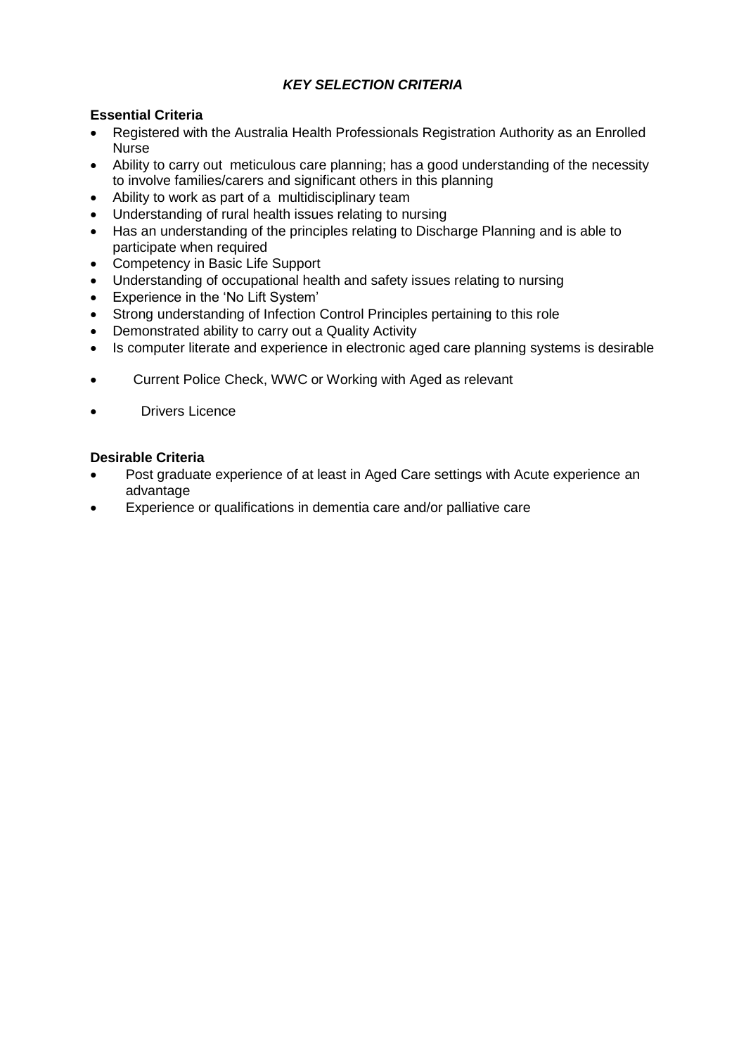## ***KEY SELECTION CRITERIA***

### Essential Criteria

- Registered with the Australia Health Professionals Registration Authority as an Enrolled Nurse
- Ability to carry out meticulous care planning; has a good understanding of the necessity to involve families/carers and significant others in this planning
- Ability to work as part of a multidisciplinary team
- Understanding of rural health issues relating to nursing
- Has an understanding of the principles relating to Discharge Planning and is able to participate when required
- Competency in Basic Life Support
- Understanding of occupational health and safety issues relating to nursing
- Experience in the 'No Lift System'
- Strong understanding of Infection Control Principles pertaining to this role
- Demonstrated ability to carry out a Quality Activity
- Is computer literate and experience in electronic aged care planning systems is desirable
- Current Police Check, WWC or Working with Aged as relevant
- Drivers Licence

### Desirable Criteria

- Post graduate experience of at least in Aged Care settings with Acute experience an advantage
- Experience or qualifications in dementia care and/or palliative care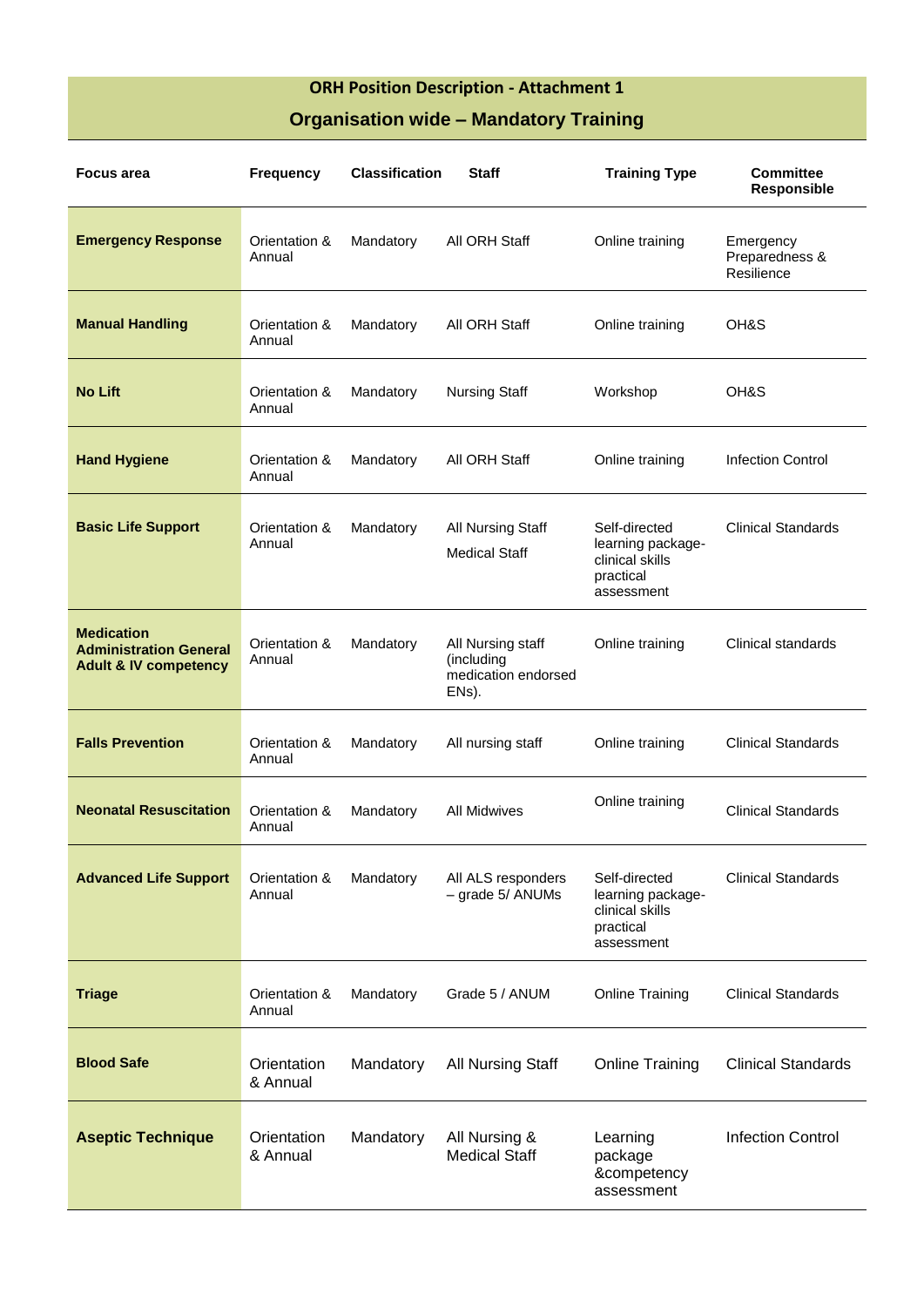## ORH Position Description - Attachment 1

## Organisation wide – Mandatory Training

| Focus area | Frequency | Classification | Staff | Training Type | Committee Responsible |
|---|---|---|---|---|---|
| **Emergency Response** | Orientation & Annual | Mandatory | All ORH Staff | Online training | Emergency Preparedness & Resilience |
| **Manual Handling** | Orientation & Annual | Mandatory | All ORH Staff | Online training | OH&S |
| **No Lift** | Orientation & Annual | Mandatory | Nursing Staff | Workshop | OH&S |
| **Hand Hygiene** | Orientation & Annual | Mandatory | All ORH Staff | Online training | Infection Control |
| **Basic Life Support** | Orientation & Annual | Mandatory | All Nursing Staff<br>Medical Staff | Self-directed learning package-clinical skills practical assessment | Clinical Standards |
| **Medication Administration General Adult & IV competency** | Orientation & Annual | Mandatory | All Nursing staff (including medication endorsed ENs). | Online training | Clinical standards |
| **Falls Prevention** | Orientation & Annual | Mandatory | All nursing staff | Online training | Clinical Standards |
| **Neonatal Resuscitation** | Orientation & Annual | Mandatory | All Midwives | Online training | Clinical Standards |
| **Advanced Life Support** | Orientation & Annual | Mandatory | All ALS responders – grade 5/ ANUMs | Self-directed learning package-clinical skills practical assessment | Clinical Standards |
| **Triage** | Orientation & Annual | Mandatory | Grade 5 / ANUM | Online Training | Clinical Standards |
| **Blood Safe** | Orientation & Annual | Mandatory | All Nursing Staff | Online Training | Clinical Standards |
| **Aseptic Technique** | Orientation & Annual | Mandatory | All Nursing & Medical Staff | Learning package &competency assessment | Infection Control |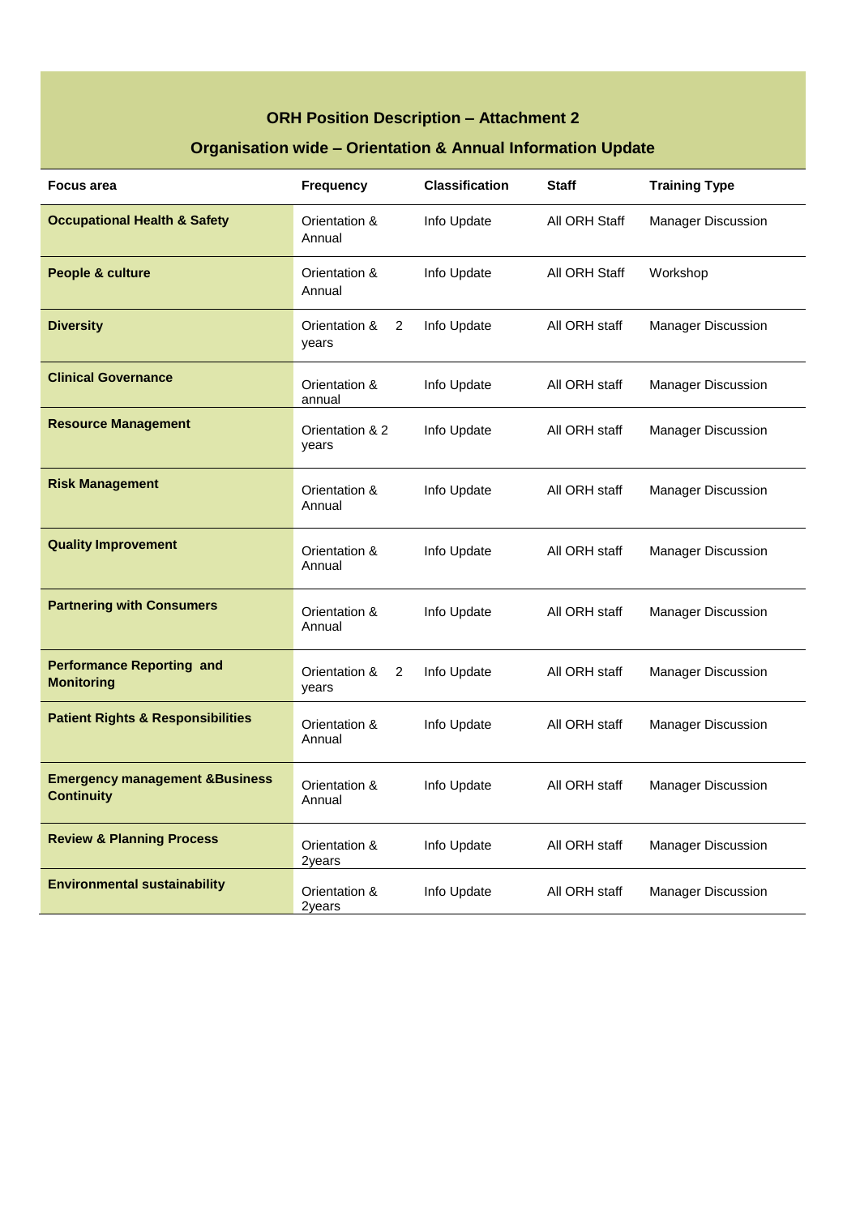## ORH Position Description – Attachment 2

## Organisation wide – Orientation & Annual Information Update

| Focus area | Frequency | Classification | Staff | Training Type |
|---|---|---|---|---|
| **Occupational Health & Safety** | Orientation & Annual | Info Update | All ORH Staff | Manager Discussion |
| **People & culture** | Orientation & Annual | Info Update | All ORH Staff | Workshop |
| **Diversity** | Orientation & 2 years | Info Update | All ORH staff | Manager Discussion |
| **Clinical Governance** | Orientation & annual | Info Update | All ORH staff | Manager Discussion |
| **Resource Management** | Orientation & 2 years | Info Update | All ORH staff | Manager Discussion |
| **Risk Management** | Orientation & Annual | Info Update | All ORH staff | Manager Discussion |
| **Quality Improvement** | Orientation & Annual | Info Update | All ORH staff | Manager Discussion |
| **Partnering with Consumers** | Orientation & Annual | Info Update | All ORH staff | Manager Discussion |
| **Performance Reporting and Monitoring** | Orientation & 2 years | Info Update | All ORH staff | Manager Discussion |
| **Patient Rights & Responsibilities** | Orientation & Annual | Info Update | All ORH staff | Manager Discussion |
| **Emergency management &Business Continuity** | Orientation & Annual | Info Update | All ORH staff | Manager Discussion |
| **Review & Planning Process** | Orientation & 2years | Info Update | All ORH staff | Manager Discussion |
| **Environmental sustainability** | Orientation & 2years | Info Update | All ORH staff | Manager Discussion |